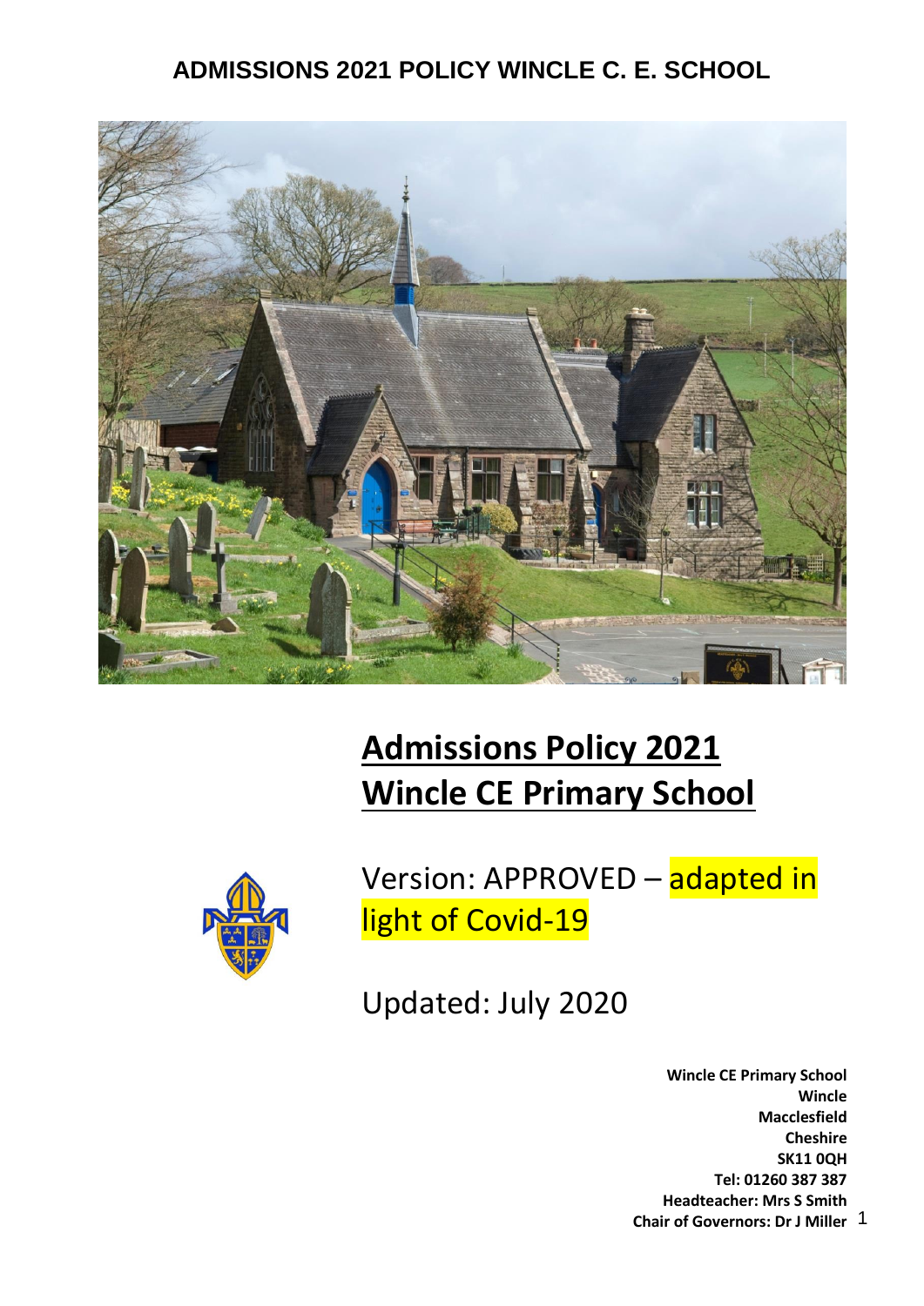**ADMISSIONS 2021 POLICY WINCLE C. E. SCHOOL**

# Admissions Policy 2021 Wincle CE Primary School

Version: APPROVED – adapted in light of Covid-19

Updated: July 2020

**Wincle CE Primary School**
**Wincle**
**Macclesfield**
**Cheshire**
**SK11 0QH**
**Tel: 01260 387 387**
**Headteacher: Mrs S Smith**
**Chair of Governors: Dr J Miller**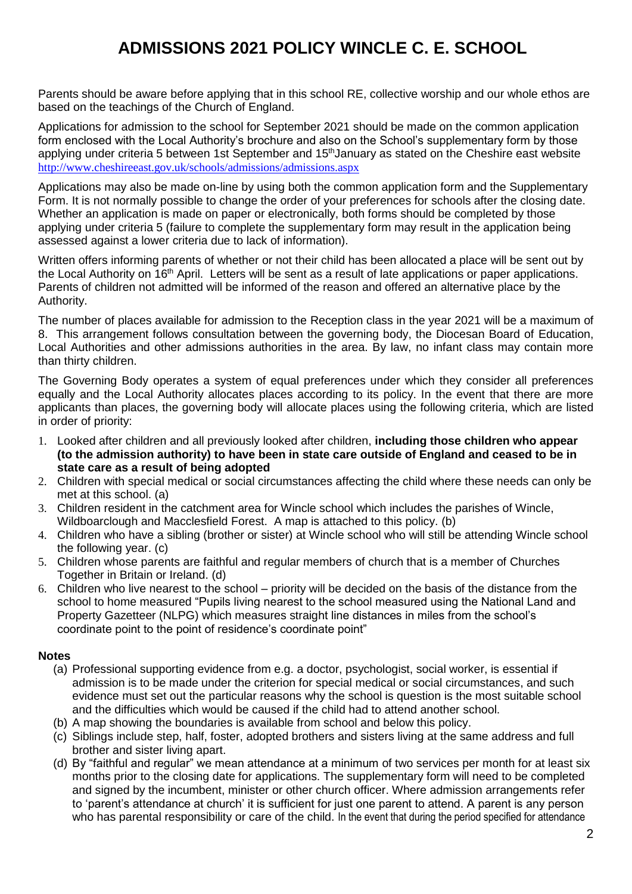# ADMISSIONS 2021 POLICY WINCLE C. E. SCHOOL

Parents should be aware before applying that in this school RE, collective worship and our whole ethos are based on the teachings of the Church of England.

Applications for admission to the school for September 2021 should be made on the common application form enclosed with the Local Authority's brochure and also on the School's supplementary form by those applying under criteria 5 between 1st September and 15thJanuary as stated on the Cheshire east website http://www.cheshireeast.gov.uk/schools/admissions/admissions.aspx

Applications may also be made on-line by using both the common application form and the Supplementary Form. It is not normally possible to change the order of your preferences for schools after the closing date. Whether an application is made on paper or electronically, both forms should be completed by those applying under criteria 5 (failure to complete the supplementary form may result in the application being assessed against a lower criteria due to lack of information).

Written offers informing parents of whether or not their child has been allocated a place will be sent out by the Local Authority on 16th April. Letters will be sent as a result of late applications or paper applications. Parents of children not admitted will be informed of the reason and offered an alternative place by the Authority.

The number of places available for admission to the Reception class in the year 2021 will be a maximum of 8. This arrangement follows consultation between the governing body, the Diocesan Board of Education, Local Authorities and other admissions authorities in the area. By law, no infant class may contain more than thirty children.

The Governing Body operates a system of equal preferences under which they consider all preferences equally and the Local Authority allocates places according to its policy. In the event that there are more applicants than places, the governing body will allocate places using the following criteria, which are listed in order of priority:

1. Looked after children and all previously looked after children, **including those children who appear (to the admission authority) to have been in state care outside of England and ceased to be in state care as a result of being adopted**
2. Children with special medical or social circumstances affecting the child where these needs can only be met at this school. (a)
3. Children resident in the catchment area for Wincle school which includes the parishes of Wincle, Wildboarclough and Macclesfield Forest. A map is attached to this policy. (b)
4. Children who have a sibling (brother or sister) at Wincle school who will still be attending Wincle school the following year. (c)
5. Children whose parents are faithful and regular members of church that is a member of Churches Together in Britain or Ireland. (d)
6. Children who live nearest to the school – priority will be decided on the basis of the distance from the school to home measured "Pupils living nearest to the school measured using the National Land and Property Gazetteer (NLPG) which measures straight line distances in miles from the school's coordinate point to the point of residence's coordinate point"

**Notes**

(a) Professional supporting evidence from e.g. a doctor, psychologist, social worker, is essential if admission is to be made under the criterion for special medical or social circumstances, and such evidence must set out the particular reasons why the school is question is the most suitable school and the difficulties which would be caused if the child had to attend another school.

(b) A map showing the boundaries is available from school and below this policy.

(c) Siblings include step, half, foster, adopted brothers and sisters living at the same address and full brother and sister living apart.

(d) By "faithful and regular" we mean attendance at a minimum of two services per month for at least six months prior to the closing date for applications. The supplementary form will need to be completed and signed by the incumbent, minister or other church officer. Where admission arrangements refer to 'parent's attendance at church' it is sufficient for just one parent to attend. A parent is any person who has parental responsibility or care of the child. In the event that during the period specified for attendance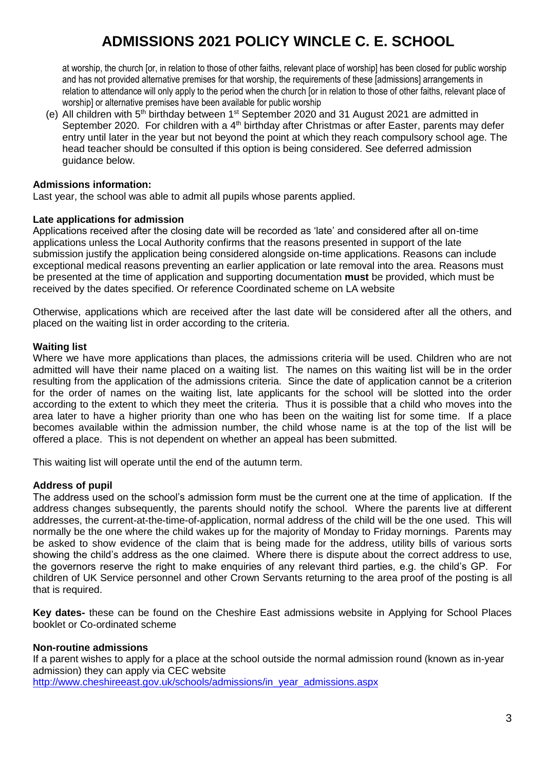at worship, the church [or, in relation to those of other faiths, relevant place of worship] has been closed for public worship and has not provided alternative premises for that worship, the requirements of these [admissions] arrangements in relation to attendance will only apply to the period when the church [or in relation to those of other faiths, relevant place of worship] or alternative premises have been available for public worship

(e) All children with 5th birthday between 1st September 2020 and 31 August 2021 are admitted in September 2020. For children with a 4th birthday after Christmas or after Easter, parents may defer entry until later in the year but not beyond the point at which they reach compulsory school age. The head teacher should be consulted if this option is being considered. See deferred admission guidance below.

**Admissions information:**

Last year, the school was able to admit all pupils whose parents applied.

**Late applications for admission**

Applications received after the closing date will be recorded as 'late' and considered after all on-time applications unless the Local Authority confirms that the reasons presented in support of the late submission justify the application being considered alongside on-time applications. Reasons can include exceptional medical reasons preventing an earlier application or late removal into the area. Reasons must be presented at the time of application and supporting documentation **must** be provided, which must be received by the dates specified. Or reference Coordinated scheme on LA website

Otherwise, applications which are received after the last date will be considered after all the others, and placed on the waiting list in order according to the criteria.

**Waiting list**

Where we have more applications than places, the admissions criteria will be used. Children who are not admitted will have their name placed on a waiting list. The names on this waiting list will be in the order resulting from the application of the admissions criteria. Since the date of application cannot be a criterion for the order of names on the waiting list, late applicants for the school will be slotted into the order according to the extent to which they meet the criteria. Thus it is possible that a child who moves into the area later to have a higher priority than one who has been on the waiting list for some time. If a place becomes available within the admission number, the child whose name is at the top of the list will be offered a place. This is not dependent on whether an appeal has been submitted.

This waiting list will operate until the end of the autumn term.

**Address of pupil**

The address used on the school's admission form must be the current one at the time of application. If the address changes subsequently, the parents should notify the school. Where the parents live at different addresses, the current-at-the-time-of-application, normal address of the child will be the one used. This will normally be the one where the child wakes up for the majority of Monday to Friday mornings. Parents may be asked to show evidence of the claim that is being made for the address, utility bills of various sorts showing the child's address as the one claimed. Where there is dispute about the correct address to use, the governors reserve the right to make enquiries of any relevant third parties, e.g. the child's GP. For children of UK Service personnel and other Crown Servants returning to the area proof of the posting is all that is required.

**Key dates-** these can be found on the Cheshire East admissions website in Applying for School Places booklet or Co-ordinated scheme

**Non-routine admissions**

If a parent wishes to apply for a place at the school outside the normal admission round (known as in-year admission) they can apply via CEC website
http://www.cheshireeast.gov.uk/schools/admissions/in_year_admissions.aspx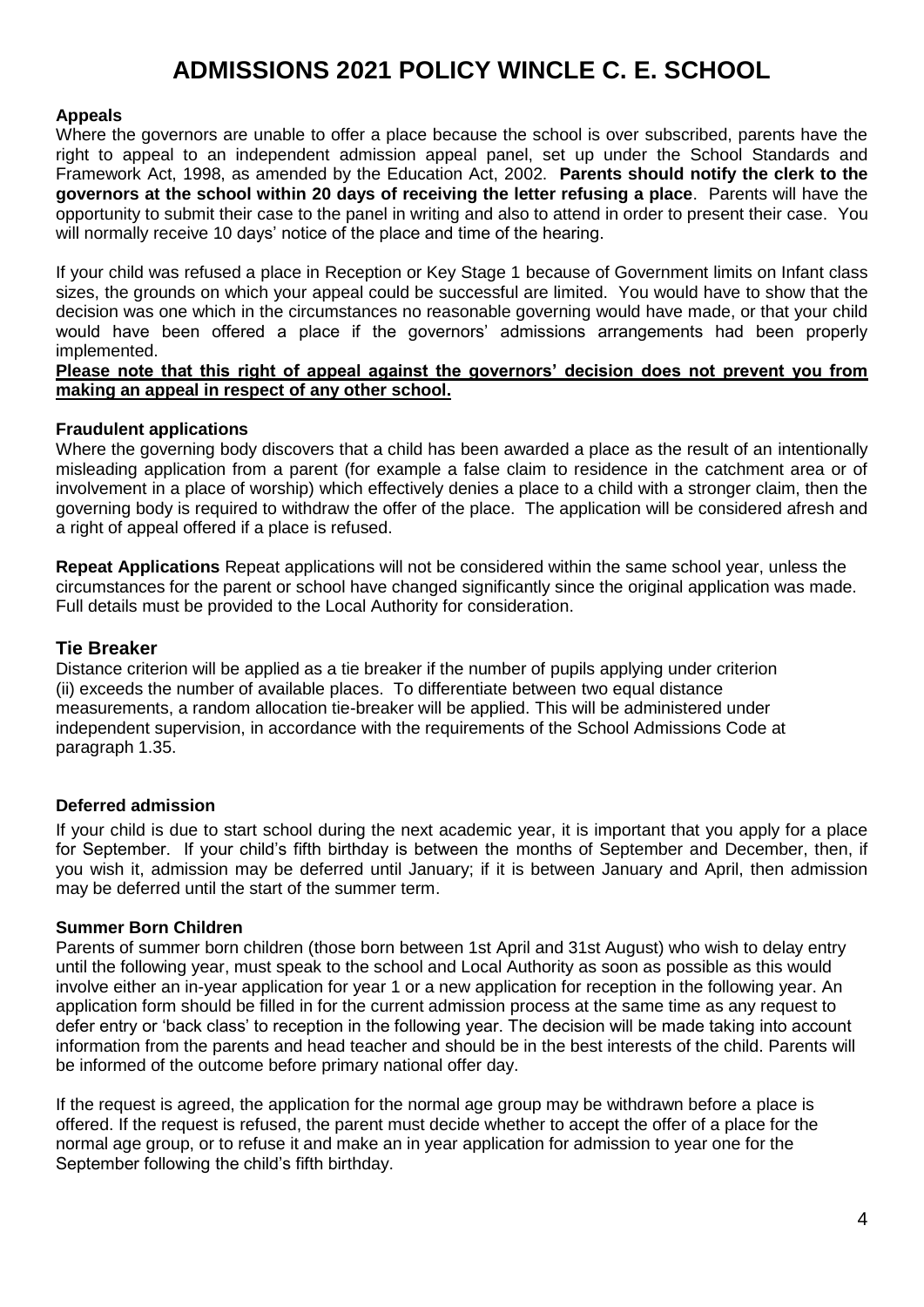# ADMISSIONS 2021 POLICY WINCLE C. E. SCHOOL

**Appeals**

Where the governors are unable to offer a place because the school is over subscribed, parents have the right to appeal to an independent admission appeal panel, set up under the School Standards and Framework Act, 1998, as amended by the Education Act, 2002. **Parents should notify the clerk to the governors at the school within 20 days of receiving the letter refusing a place**. Parents will have the opportunity to submit their case to the panel in writing and also to attend in order to present their case. You will normally receive 10 days' notice of the place and time of the hearing.

If your child was refused a place in Reception or Key Stage 1 because of Government limits on Infant class sizes, the grounds on which your appeal could be successful are limited. You would have to show that the decision was one which in the circumstances no reasonable governing would have made, or that your child would have been offered a place if the governors' admissions arrangements had been properly implemented.

**Please note that this right of appeal against the governors' decision does not prevent you from making an appeal in respect of any other school.**

**Fraudulent applications**

Where the governing body discovers that a child has been awarded a place as the result of an intentionally misleading application from a parent (for example a false claim to residence in the catchment area or of involvement in a place of worship) which effectively denies a place to a child with a stronger claim, then the governing body is required to withdraw the offer of the place. The application will be considered afresh and a right of appeal offered if a place is refused.

**Repeat Applications** Repeat applications will not be considered within the same school year, unless the circumstances for the parent or school have changed significantly since the original application was made. Full details must be provided to the Local Authority for consideration.

## Tie Breaker

Distance criterion will be applied as a tie breaker if the number of pupils applying under criterion (ii) exceeds the number of available places. To differentiate between two equal distance measurements, a random allocation tie-breaker will be applied. This will be administered under independent supervision, in accordance with the requirements of the School Admissions Code at paragraph 1.35.

**Deferred admission**

If your child is due to start school during the next academic year, it is important that you apply for a place for September. If your child's fifth birthday is between the months of September and December, then, if you wish it, admission may be deferred until January; if it is between January and April, then admission may be deferred until the start of the summer term.

**Summer Born Children**

Parents of summer born children (those born between 1st April and 31st August) who wish to delay entry until the following year, must speak to the school and Local Authority as soon as possible as this would involve either an in-year application for year 1 or a new application for reception in the following year. An application form should be filled in for the current admission process at the same time as any request to defer entry or 'back class' to reception in the following year. The decision will be made taking into account information from the parents and head teacher and should be in the best interests of the child. Parents will be informed of the outcome before primary national offer day.

If the request is agreed, the application for the normal age group may be withdrawn before a place is offered. If the request is refused, the parent must decide whether to accept the offer of a place for the normal age group, or to refuse it and make an in year application for admission to year one for the September following the child's fifth birthday.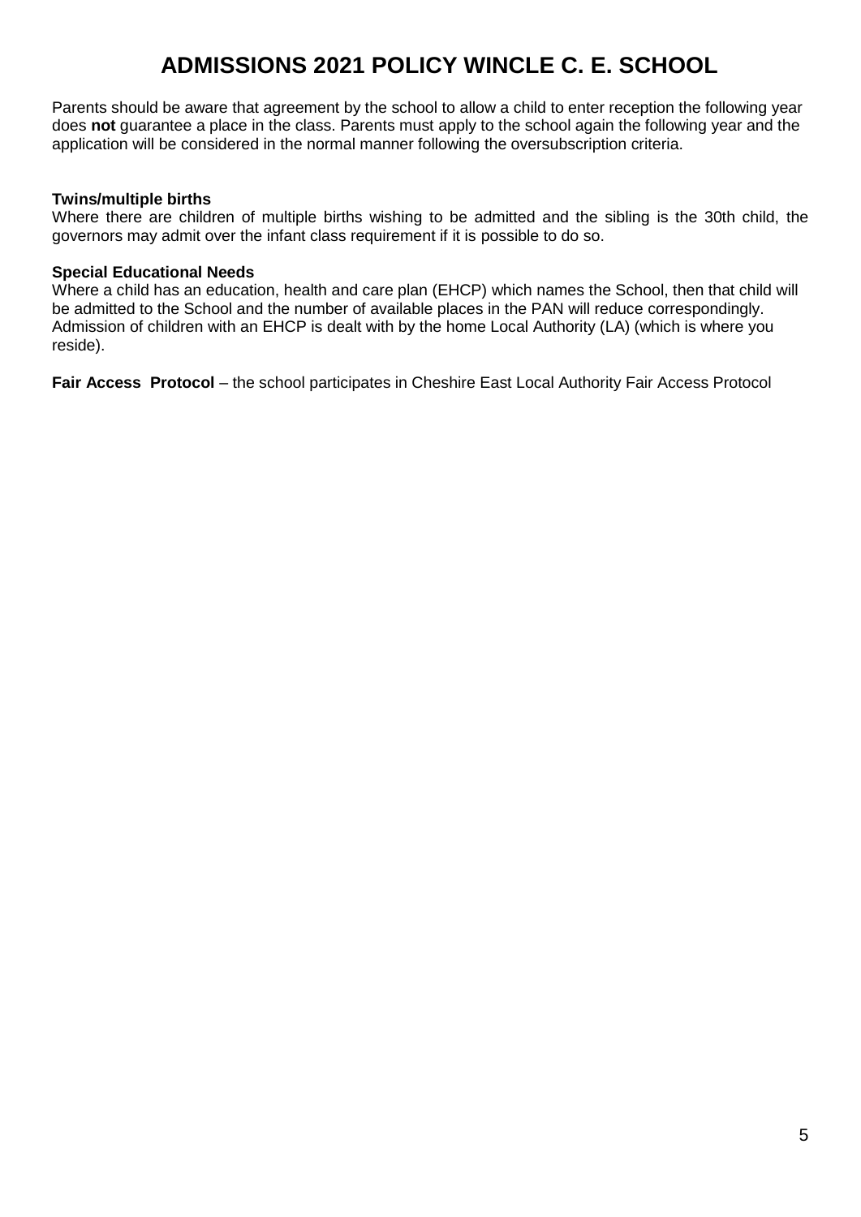# ADMISSIONS 2021 POLICY WINCLE C. E. SCHOOL

Parents should be aware that agreement by the school to allow a child to enter reception the following year does **not** guarantee a place in the class. Parents must apply to the school again the following year and the application will be considered in the normal manner following the oversubscription criteria.

**Twins/multiple births**
Where there are children of multiple births wishing to be admitted and the sibling is the 30th child, the governors may admit over the infant class requirement if it is possible to do so.

**Special Educational Needs**
Where a child has an education, health and care plan (EHCP) which names the School, then that child will be admitted to the School and the number of available places in the PAN will reduce correspondingly. Admission of children with an EHCP is dealt with by the home Local Authority (LA) (which is where you reside).

**Fair Access Protocol** – the school participates in Cheshire East Local Authority Fair Access Protocol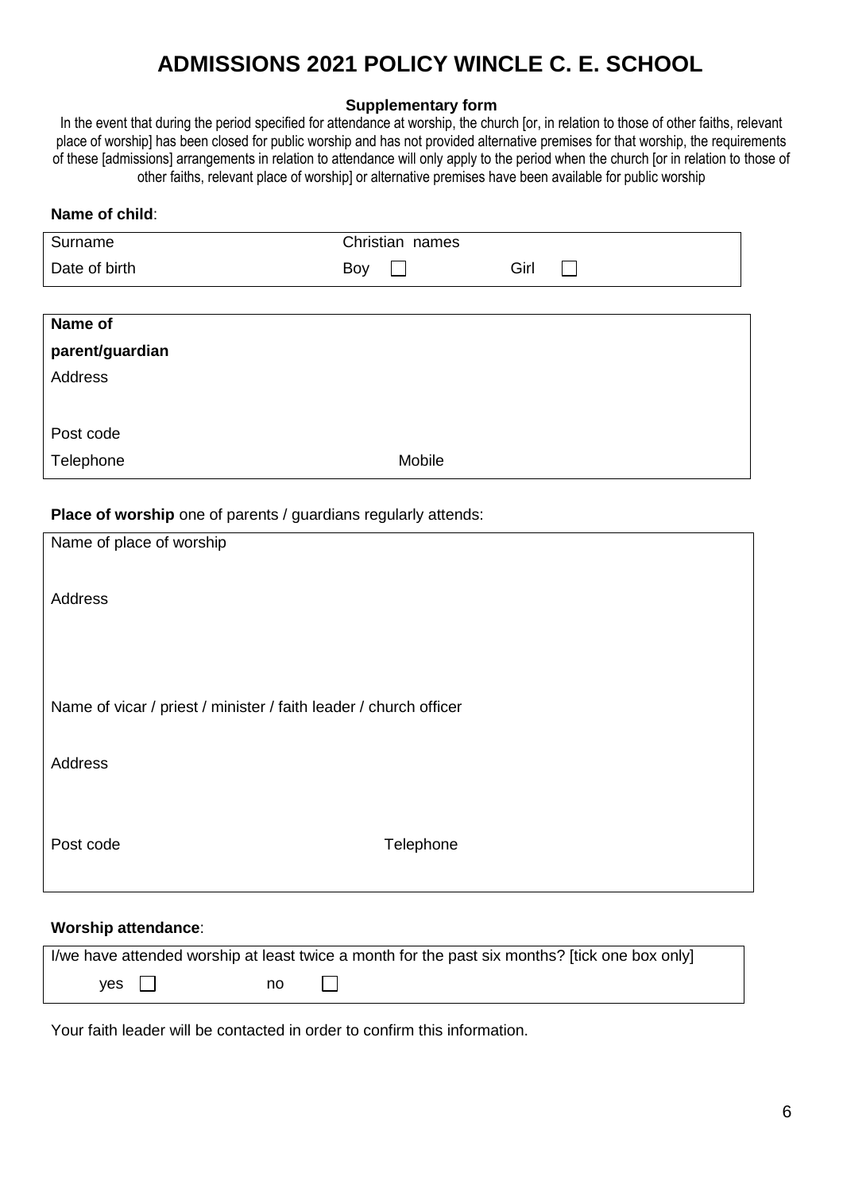# ADMISSIONS 2021 POLICY WINCLE C. E. SCHOOL

**Supplementary form**

In the event that during the period specified for attendance at worship, the church [or, in relation to those of other faiths, relevant place of worship] has been closed for public worship and has not provided alternative premises for that worship, the requirements of these [admissions] arrangements in relation to attendance will only apply to the period when the church [or in relation to those of other faiths, relevant place of worship] or alternative premises have been available for public worship

**Name of child**:

| Surname | Christian names | |
|---|---|---|
| Date of birth | Boy ☐ | Girl ☐ |

| **Name of parent/guardian** | |
|---|---|
| Address | |
| Post code | |
| Telephone | Mobile |

**Place of worship** one of parents / guardians regularly attends:

| Name of place of worship | |
|---|---|
| Address | |
| Name of vicar / priest / minister / faith leader / church officer | |
| Address | |
| Post code | Telephone |

**Worship attendance**:

| I/we have attended worship at least twice a month for the past six months? [tick one box only] | |
|---|---|
| yes ☐ | no ☐ |

Your faith leader will be contacted in order to confirm this information.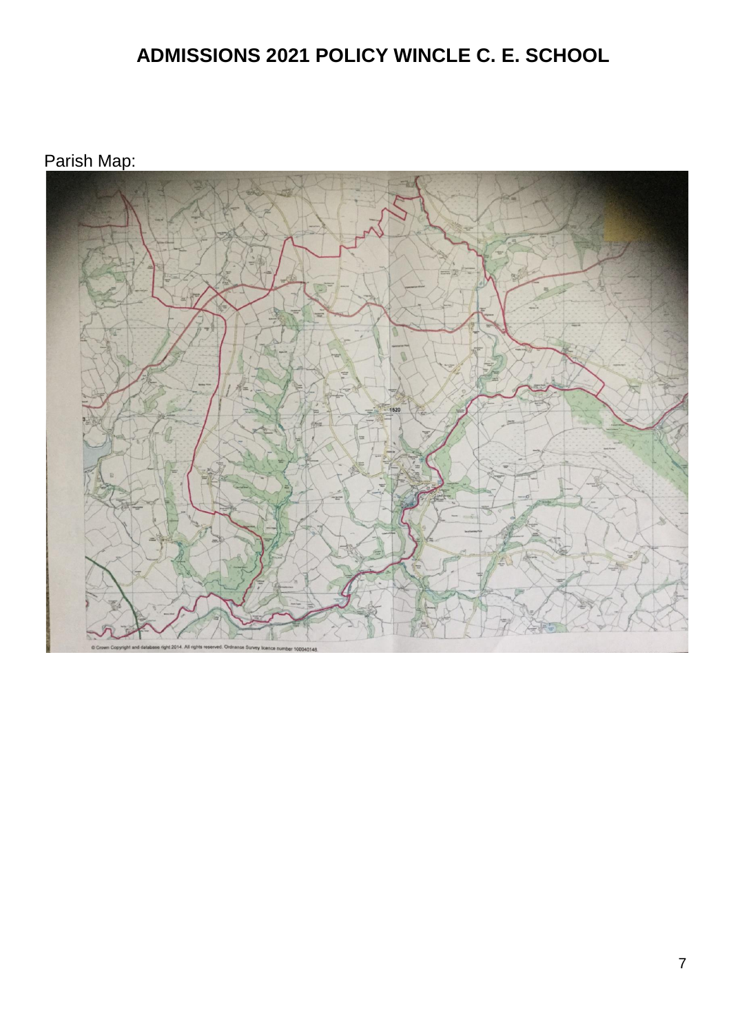Parish Map:

© Crown Copyright and database right 2014. All rights reserved. Ordnance Survey licence number 100040146.